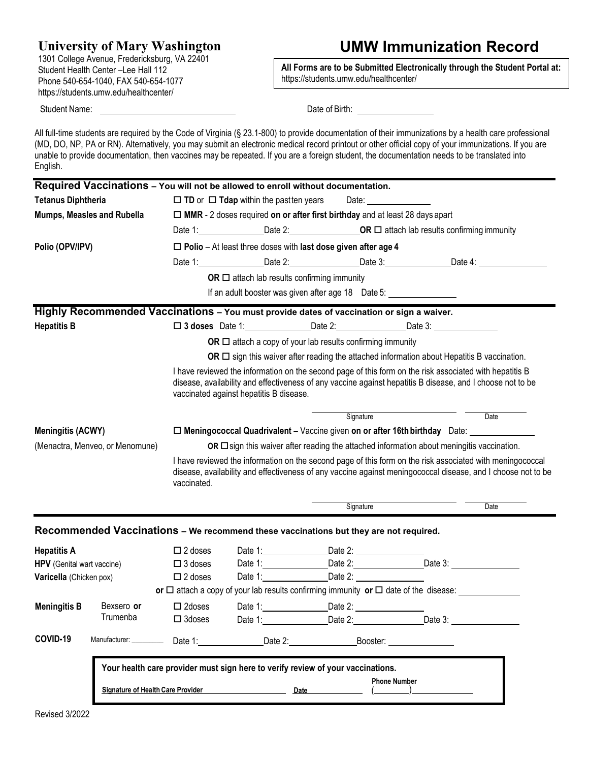**University of Mary Washington**
1301 College Avenue, Fredericksburg, VA 22401
Student Health Center –Lee Hall 112
Phone 540-654-1040, FAX 540-654-1077
https://students.umw.edu/healthcenter/

# UMW Immunization Record

**All Forms are to be Submitted Electronically through the Student Portal at:**
https://students.umw.edu/healthcenter/

Student Name: ______________________ Date of Birth: ______________

All full-time students are required by the Code of Virginia (§ 23.1-800) to provide documentation of their immunizations by a health care professional (MD, DO, NP, PA or RN). Alternatively, you may submit an electronic medical record printout or other official copy of your immunizations. If you are unable to provide documentation, then vaccines may be repeated. If you are a foreign student, the documentation needs to be translated into English.

## Required Vaccinations – You will not be allowed to enroll without documentation.

**Tetanus Diphtheria** — ☐ **TD** or ☐ **Tdap** within the past ten years Date: ____________

**Mumps, Measles and Rubella** — ☐ **MMR** - 2 doses required **on or after first birthday** and at least 28 days apart
Date 1: ____________ Date 2: ____________ **OR** ☐ attach lab results confirming immunity

**Polio (OPV/IPV)** — ☐ **Polio** – At least three doses with **last dose given after age 4**
Date 1: ____________ Date 2: ____________ Date 3: ____________ Date 4: ____________
**OR** ☐ attach lab results confirming immunity
If an adult booster was given after age 18 Date 5: ____________

## Highly Recommended Vaccinations – You must provide dates of vaccination or sign a waiver.

**Hepatitis B** — ☐ **3 doses** Date 1: ____________ Date 2: ____________ Date 3: ____________
**OR** ☐ attach a copy of your lab results confirming immunity
**OR** ☐ sign this waiver after reading the attached information about Hepatitis B vaccination.

I have reviewed the information on the second page of this form on the risk associated with hepatitis B disease, availability and effectiveness of any vaccine against hepatitis B disease, and I choose not to be vaccinated against hepatitis B disease.

______________________ Signature ______________ Date

**Meningitis (ACWY)**
(Menactra, Menveo, or Menomune)
☐ **Meningococcal Quadrivalent –** Vaccine given **on or after 16th birthday** Date: ____________
**OR** ☐ sign this waiver after reading the attached information about meningitis vaccination.

I have reviewed the information on the second page of this form on the risk associated with meningococcal disease, availability and effectiveness of any vaccine against meningococcal disease, and I choose not to be vaccinated.

______________________ Signature ______________ Date

## Recommended Vaccinations – We recommend these vaccinations but they are not required.

**Hepatitis A** — ☐ 2 doses Date 1: ____________ Date 2: ____________

**HPV** (Genital wart vaccine) — ☐ 3 doses Date 1: ____________ Date 2: ____________ Date 3: ____________

**Varicella** (Chicken pox) — ☐ 2 doses Date 1: ____________ Date 2: ____________
**or** ☐ attach a copy of your lab results confirming immunity **or** ☐ date of the disease: ____________

**Meningitis B** Bexsero **or** Trumenba
☐ 2doses Date 1: ____________ Date 2: ____________
☐ 3doses Date 1: ____________ Date 2: ____________ Date 3: ____________

**COVID-19** Manufacturer: ________ Date 1: ____________ Date 2: ____________ Booster: ____________

**Your health care provider must sign here to verify review of your vaccinations.**

**Signature of Health Care Provider** ______________ **Date** ____________ **Phone Number** (______) ____________

Revised 3/2022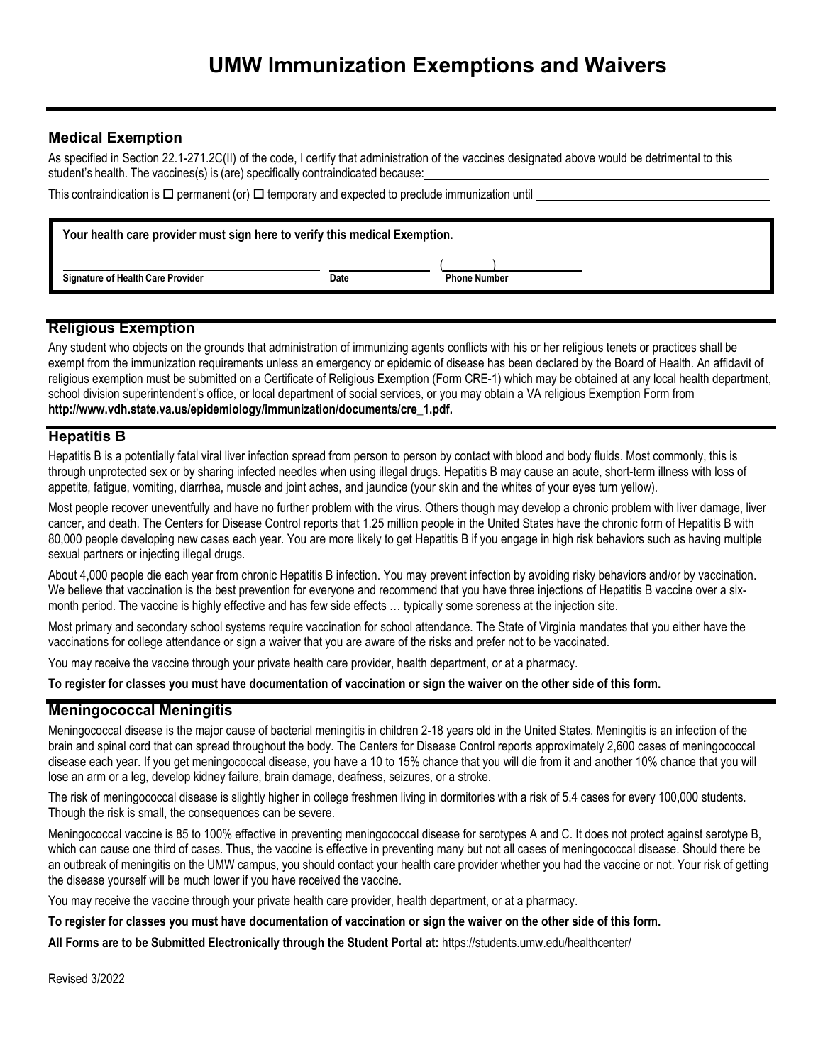# UMW Immunization Exemptions and Waivers

## Medical Exemption

As specified in Section 22.1-271.2C(II) of the code, I certify that administration of the vaccines designated above would be detrimental to this student's health. The vaccines(s) is (are) specifically contraindicated because: ______________________________

This contraindication is ☐ permanent (or) ☐ temporary and expected to preclude immunization until ______________________________

**Your health care provider must sign here to verify this medical Exemption.**

| **Signature of Health Care Provider** | **Date** | **Phone Number** |
|---|---|---|
| ______________________ | __________ | (______) __________ |

## Religious Exemption

Any student who objects on the grounds that administration of immunizing agents conflicts with his or her religious tenets or practices shall be exempt from the immunization requirements unless an emergency or epidemic of disease has been declared by the Board of Health. An affidavit of religious exemption must be submitted on a Certificate of Religious Exemption (Form CRE-1) which may be obtained at any local health department, school division superintendent's office, or local department of social services, or you may obtain a VA religious Exemption Form from **http://www.vdh.state.va.us/epidemiology/immunization/documents/cre_1.pdf.**

## Hepatitis B

Hepatitis B is a potentially fatal viral liver infection spread from person to person by contact with blood and body fluids. Most commonly, this is through unprotected sex or by sharing infected needles when using illegal drugs. Hepatitis B may cause an acute, short-term illness with loss of appetite, fatigue, vomiting, diarrhea, muscle and joint aches, and jaundice (your skin and the whites of your eyes turn yellow).

Most people recover uneventfully and have no further problem with the virus. Others though may develop a chronic problem with liver damage, liver cancer, and death. The Centers for Disease Control reports that 1.25 million people in the United States have the chronic form of Hepatitis B with 80,000 people developing new cases each year. You are more likely to get Hepatitis B if you engage in high risk behaviors such as having multiple sexual partners or injecting illegal drugs.

About 4,000 people die each year from chronic Hepatitis B infection. You may prevent infection by avoiding risky behaviors and/or by vaccination. We believe that vaccination is the best prevention for everyone and recommend that you have three injections of Hepatitis B vaccine over a six-month period. The vaccine is highly effective and has few side effects … typically some soreness at the injection site.

Most primary and secondary school systems require vaccination for school attendance. The State of Virginia mandates that you either have the vaccinations for college attendance or sign a waiver that you are aware of the risks and prefer not to be vaccinated.

You may receive the vaccine through your private health care provider, health department, or at a pharmacy.

**To register for classes you must have documentation of vaccination or sign the waiver on the other side of this form.**

## Meningococcal Meningitis

Meningococcal disease is the major cause of bacterial meningitis in children 2-18 years old in the United States. Meningitis is an infection of the brain and spinal cord that can spread throughout the body. The Centers for Disease Control reports approximately 2,600 cases of meningococcal disease each year. If you get meningococcal disease, you have a 10 to 15% chance that you will die from it and another 10% chance that you will lose an arm or a leg, develop kidney failure, brain damage, deafness, seizures, or a stroke.

The risk of meningococcal disease is slightly higher in college freshmen living in dormitories with a risk of 5.4 cases for every 100,000 students. Though the risk is small, the consequences can be severe.

Meningococcal vaccine is 85 to 100% effective in preventing meningococcal disease for serotypes A and C. It does not protect against serotype B, which can cause one third of cases. Thus, the vaccine is effective in preventing many but not all cases of meningococcal disease. Should there be an outbreak of meningitis on the UMW campus, you should contact your health care provider whether you had the vaccine or not. Your risk of getting the disease yourself will be much lower if you have received the vaccine.

You may receive the vaccine through your private health care provider, health department, or at a pharmacy.

**To register for classes you must have documentation of vaccination or sign the waiver on the other side of this form.**

**All Forms are to be Submitted Electronically through the Student Portal at:** https://students.umw.edu/healthcenter/

Revised 3/2022